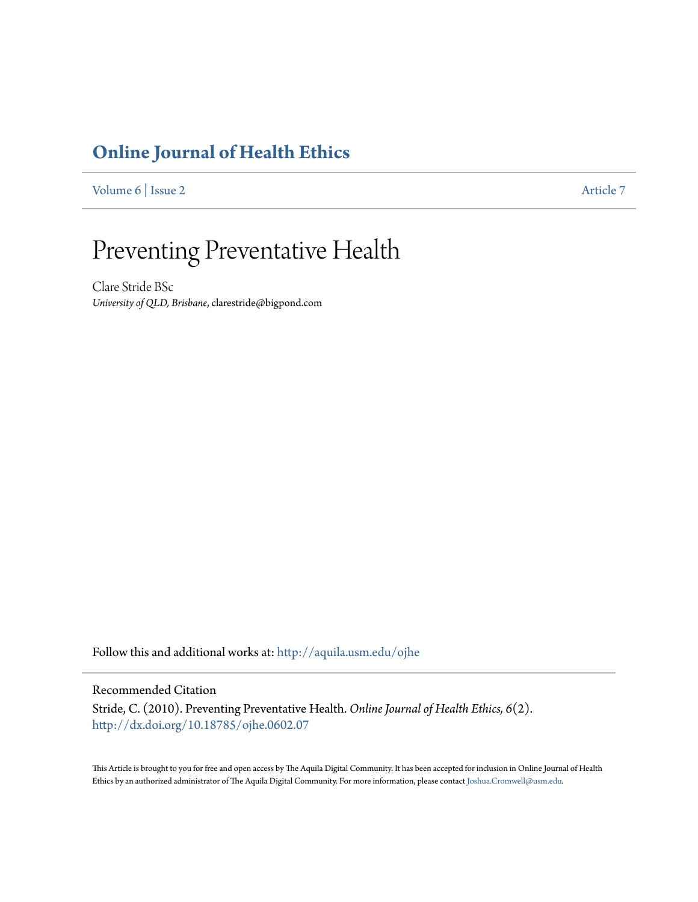# Online Journal of Health Ethics

Volume 6 | Issue 2 Article 7

# Preventing Preventative Health

Clare Stride BSc

*University of QLD, Brisbane*, clarestride@bigpond.com

Follow this and additional works at: http://aquila.usm.edu/ojhe

Recommended Citation

Stride, C. (2010). Preventing Preventative Health. *Online Journal of Health Ethics, 6*(2). http://dx.doi.org/10.18785/ojhe.0602.07

This Article is brought to you for free and open access by The Aquila Digital Community. It has been accepted for inclusion in Online Journal of Health Ethics by an authorized administrator of The Aquila Digital Community. For more information, please contact Joshua.Cromwell@usm.edu.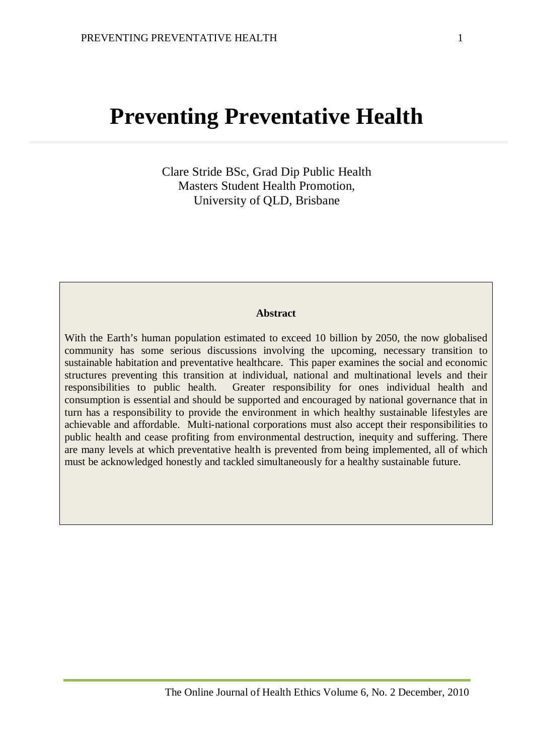# Preventing Preventative Health

Clare Stride BSc, Grad Dip Public Health
Masters Student Health Promotion,
University of QLD, Brisbane

**Abstract**

With the Earth's human population estimated to exceed 10 billion by 2050, the now globalised community has some serious discussions involving the upcoming, necessary transition to sustainable habitation and preventative healthcare. This paper examines the social and economic structures preventing this transition at individual, national and multinational levels and their responsibilities to public health. Greater responsibility for ones individual health and consumption is essential and should be supported and encouraged by national governance that in turn has a responsibility to provide the environment in which healthy sustainable lifestyles are achievable and affordable. Multi-national corporations must also accept their responsibilities to public health and cease profiting from environmental destruction, inequity and suffering. There are many levels at which preventative health is prevented from being implemented, all of which must be acknowledged honestly and tackled simultaneously for a healthy sustainable future.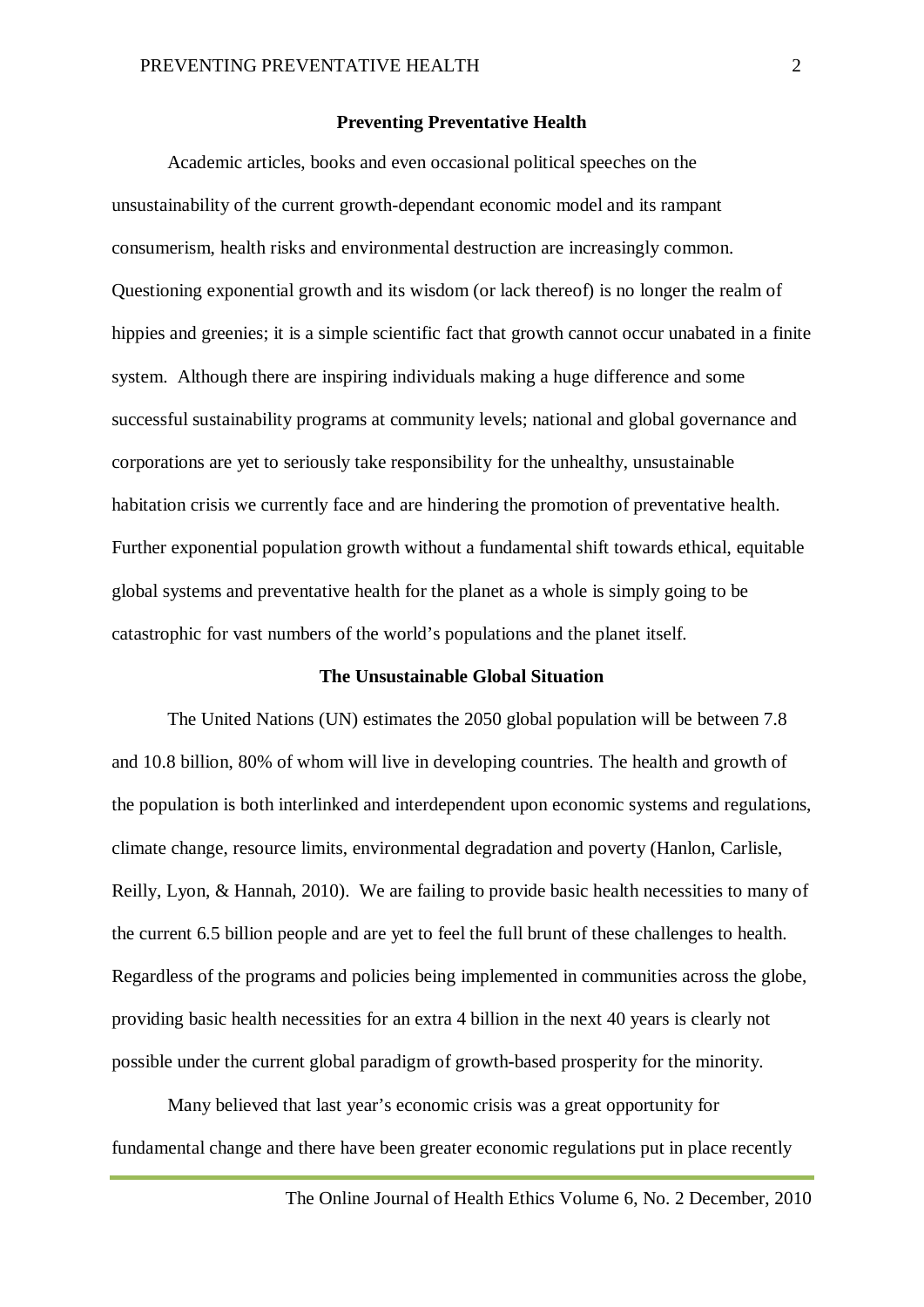## Preventing Preventative Health

Academic articles, books and even occasional political speeches on the unsustainability of the current growth-dependant economic model and its rampant consumerism, health risks and environmental destruction are increasingly common. Questioning exponential growth and its wisdom (or lack thereof) is no longer the realm of hippies and greenies; it is a simple scientific fact that growth cannot occur unabated in a finite system. Although there are inspiring individuals making a huge difference and some successful sustainability programs at community levels; national and global governance and corporations are yet to seriously take responsibility for the unhealthy, unsustainable habitation crisis we currently face and are hindering the promotion of preventative health. Further exponential population growth without a fundamental shift towards ethical, equitable global systems and preventative health for the planet as a whole is simply going to be catastrophic for vast numbers of the world's populations and the planet itself.

### The Unsustainable Global Situation

The United Nations (UN) estimates the 2050 global population will be between 7.8 and 10.8 billion, 80% of whom will live in developing countries. The health and growth of the population is both interlinked and interdependent upon economic systems and regulations, climate change, resource limits, environmental degradation and poverty (Hanlon, Carlisle, Reilly, Lyon, & Hannah, 2010). We are failing to provide basic health necessities to many of the current 6.5 billion people and are yet to feel the full brunt of these challenges to health. Regardless of the programs and policies being implemented in communities across the globe, providing basic health necessities for an extra 4 billion in the next 40 years is clearly not possible under the current global paradigm of growth-based prosperity for the minority.

Many believed that last year's economic crisis was a great opportunity for fundamental change and there have been greater economic regulations put in place recently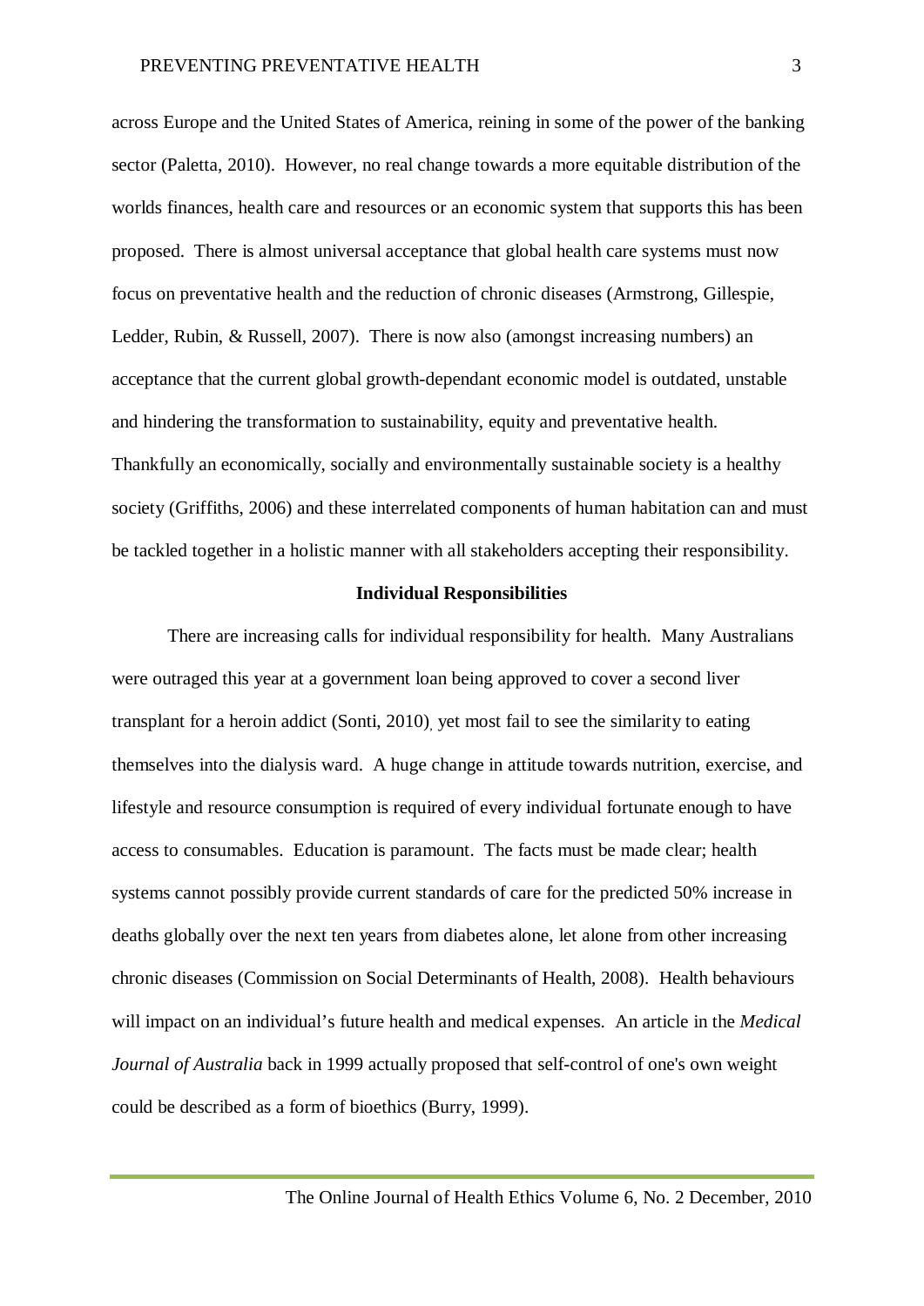across Europe and the United States of America, reining in some of the power of the banking sector (Paletta, 2010). However, no real change towards a more equitable distribution of the worlds finances, health care and resources or an economic system that supports this has been proposed. There is almost universal acceptance that global health care systems must now focus on preventative health and the reduction of chronic diseases (Armstrong, Gillespie, Ledder, Rubin, & Russell, 2007). There is now also (amongst increasing numbers) an acceptance that the current global growth-dependant economic model is outdated, unstable and hindering the transformation to sustainability, equity and preventative health. Thankfully an economically, socially and environmentally sustainable society is a healthy society (Griffiths, 2006) and these interrelated components of human habitation can and must be tackled together in a holistic manner with all stakeholders accepting their responsibility.

## Individual Responsibilities

There are increasing calls for individual responsibility for health. Many Australians were outraged this year at a government loan being approved to cover a second liver transplant for a heroin addict (Sonti, 2010), yet most fail to see the similarity to eating themselves into the dialysis ward. A huge change in attitude towards nutrition, exercise, and lifestyle and resource consumption is required of every individual fortunate enough to have access to consumables. Education is paramount. The facts must be made clear; health systems cannot possibly provide current standards of care for the predicted 50% increase in deaths globally over the next ten years from diabetes alone, let alone from other increasing chronic diseases (Commission on Social Determinants of Health, 2008). Health behaviours will impact on an individual's future health and medical expenses. An article in the *Medical Journal of Australia* back in 1999 actually proposed that self-control of one's own weight could be described as a form of bioethics (Burry, 1999).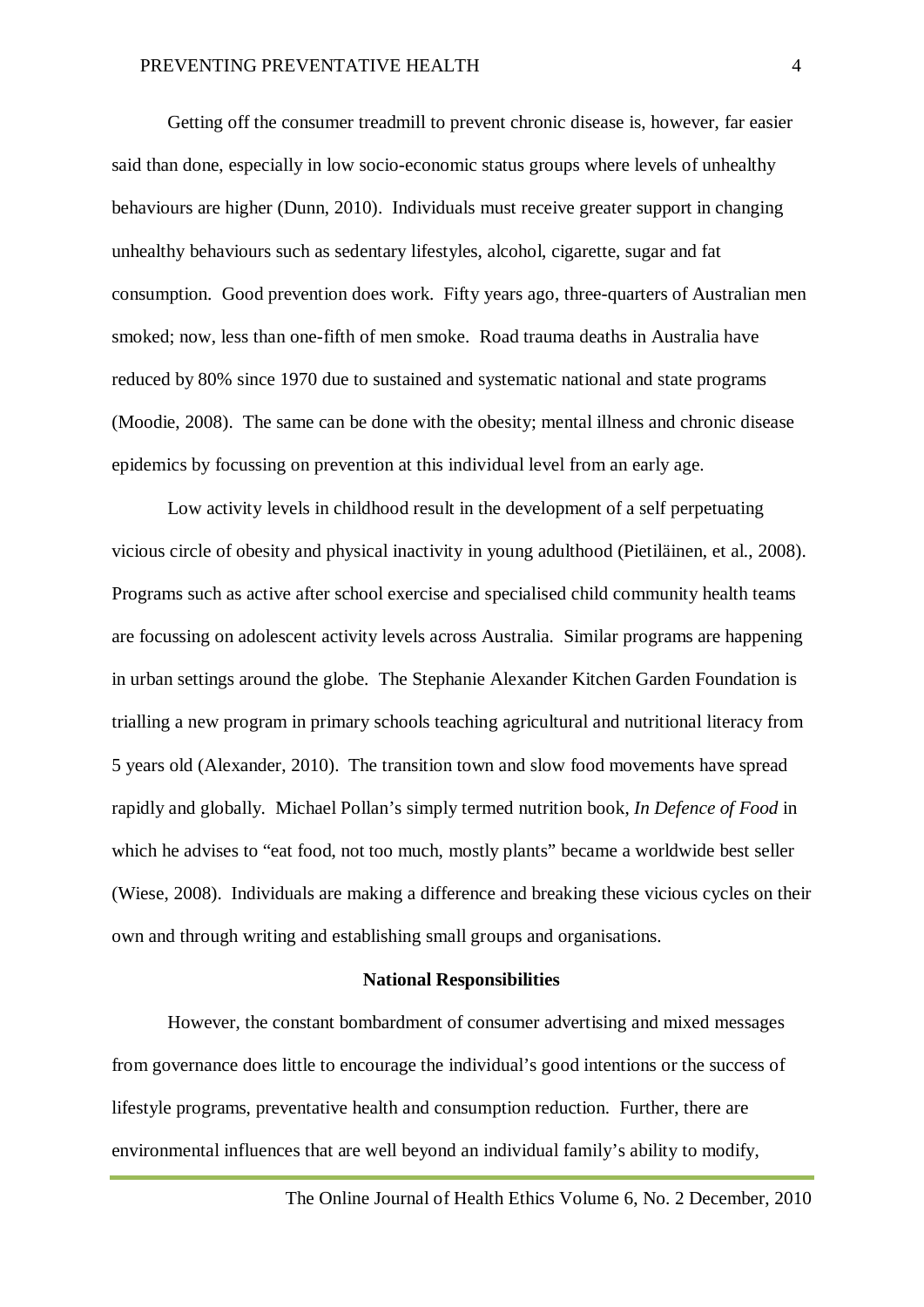Getting off the consumer treadmill to prevent chronic disease is, however, far easier said than done, especially in low socio-economic status groups where levels of unhealthy behaviours are higher (Dunn, 2010). Individuals must receive greater support in changing unhealthy behaviours such as sedentary lifestyles, alcohol, cigarette, sugar and fat consumption. Good prevention does work. Fifty years ago, three-quarters of Australian men smoked; now, less than one-fifth of men smoke. Road trauma deaths in Australia have reduced by 80% since 1970 due to sustained and systematic national and state programs (Moodie, 2008). The same can be done with the obesity; mental illness and chronic disease epidemics by focussing on prevention at this individual level from an early age.

Low activity levels in childhood result in the development of a self perpetuating vicious circle of obesity and physical inactivity in young adulthood (Pietiläinen, et al., 2008). Programs such as active after school exercise and specialised child community health teams are focussing on adolescent activity levels across Australia. Similar programs are happening in urban settings around the globe. The Stephanie Alexander Kitchen Garden Foundation is trialling a new program in primary schools teaching agricultural and nutritional literacy from 5 years old (Alexander, 2010). The transition town and slow food movements have spread rapidly and globally. Michael Pollan's simply termed nutrition book, *In Defence of Food* in which he advises to "eat food, not too much, mostly plants" became a worldwide best seller (Wiese, 2008). Individuals are making a difference and breaking these vicious cycles on their own and through writing and establishing small groups and organisations.

## National Responsibilities

However, the constant bombardment of consumer advertising and mixed messages from governance does little to encourage the individual's good intentions or the success of lifestyle programs, preventative health and consumption reduction. Further, there are environmental influences that are well beyond an individual family's ability to modify,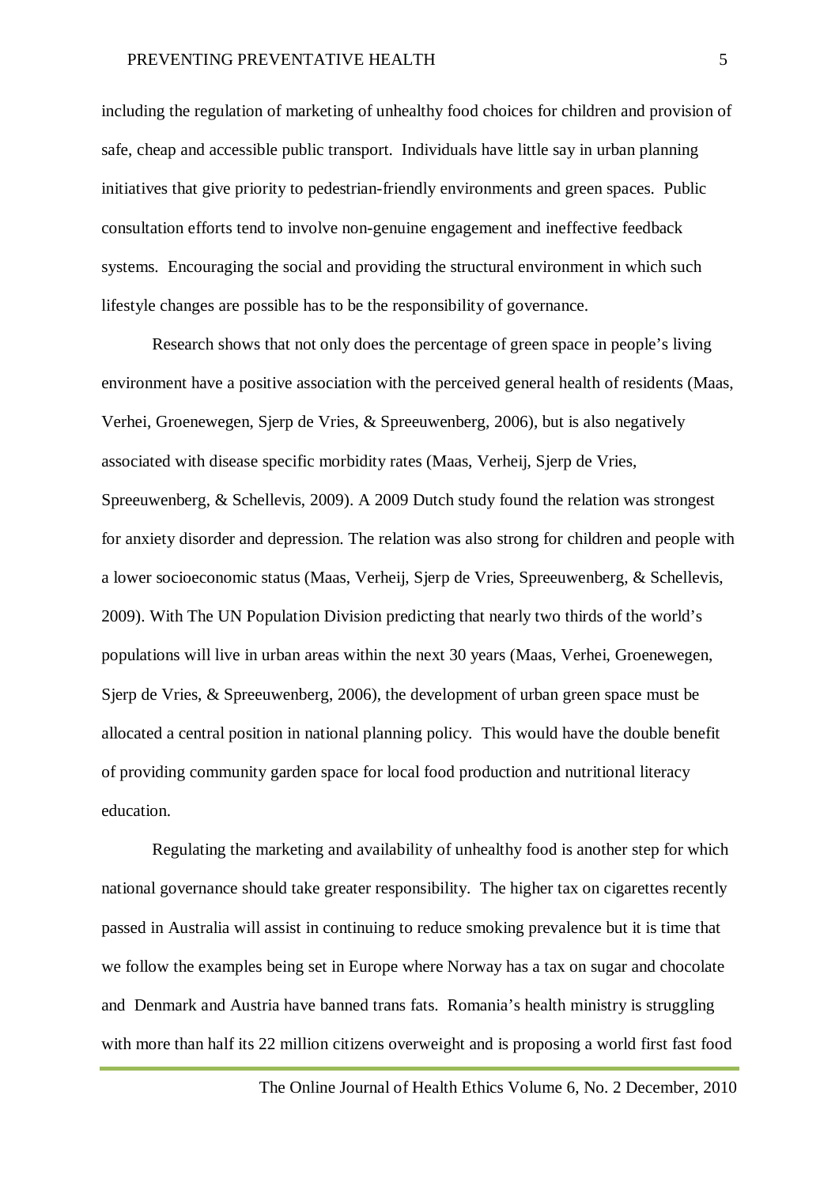including the regulation of marketing of unhealthy food choices for children and provision of safe, cheap and accessible public transport. Individuals have little say in urban planning initiatives that give priority to pedestrian-friendly environments and green spaces. Public consultation efforts tend to involve non-genuine engagement and ineffective feedback systems. Encouraging the social and providing the structural environment in which such lifestyle changes are possible has to be the responsibility of governance.

Research shows that not only does the percentage of green space in people's living environment have a positive association with the perceived general health of residents (Maas, Verhei, Groenewegen, Sjerp de Vries, & Spreeuwenberg, 2006), but is also negatively associated with disease specific morbidity rates (Maas, Verheij, Sjerp de Vries, Spreeuwenberg, & Schellevis, 2009). A 2009 Dutch study found the relation was strongest for anxiety disorder and depression. The relation was also strong for children and people with a lower socioeconomic status (Maas, Verheij, Sjerp de Vries, Spreeuwenberg, & Schellevis, 2009). With The UN Population Division predicting that nearly two thirds of the world's populations will live in urban areas within the next 30 years (Maas, Verhei, Groenewegen, Sjerp de Vries, & Spreeuwenberg, 2006), the development of urban green space must be allocated a central position in national planning policy. This would have the double benefit of providing community garden space for local food production and nutritional literacy education.

Regulating the marketing and availability of unhealthy food is another step for which national governance should take greater responsibility. The higher tax on cigarettes recently passed in Australia will assist in continuing to reduce smoking prevalence but it is time that we follow the examples being set in Europe where Norway has a tax on sugar and chocolate and Denmark and Austria have banned trans fats. Romania's health ministry is struggling with more than half its 22 million citizens overweight and is proposing a world first fast food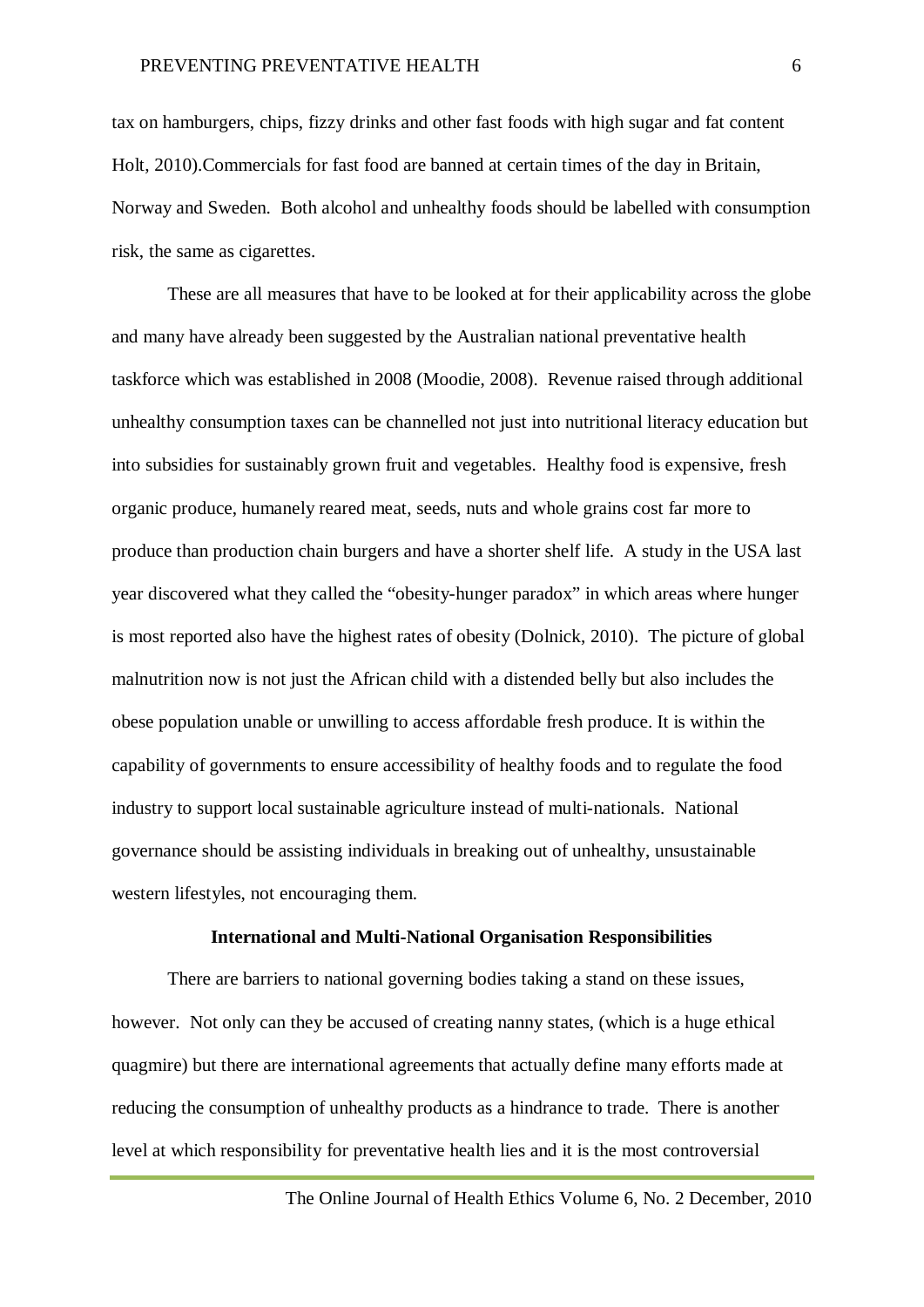tax on hamburgers, chips, fizzy drinks and other fast foods with high sugar and fat content Holt, 2010).Commercials for fast food are banned at certain times of the day in Britain, Norway and Sweden. Both alcohol and unhealthy foods should be labelled with consumption risk, the same as cigarettes.

These are all measures that have to be looked at for their applicability across the globe and many have already been suggested by the Australian national preventative health taskforce which was established in 2008 (Moodie, 2008). Revenue raised through additional unhealthy consumption taxes can be channelled not just into nutritional literacy education but into subsidies for sustainably grown fruit and vegetables. Healthy food is expensive, fresh organic produce, humanely reared meat, seeds, nuts and whole grains cost far more to produce than production chain burgers and have a shorter shelf life. A study in the USA last year discovered what they called the "obesity-hunger paradox" in which areas where hunger is most reported also have the highest rates of obesity (Dolnick, 2010). The picture of global malnutrition now is not just the African child with a distended belly but also includes the obese population unable or unwilling to access affordable fresh produce. It is within the capability of governments to ensure accessibility of healthy foods and to regulate the food industry to support local sustainable agriculture instead of multi-nationals. National governance should be assisting individuals in breaking out of unhealthy, unsustainable western lifestyles, not encouraging them.

### International and Multi-National Organisation Responsibilities

There are barriers to national governing bodies taking a stand on these issues, however. Not only can they be accused of creating nanny states, (which is a huge ethical quagmire) but there are international agreements that actually define many efforts made at reducing the consumption of unhealthy products as a hindrance to trade. There is another level at which responsibility for preventative health lies and it is the most controversial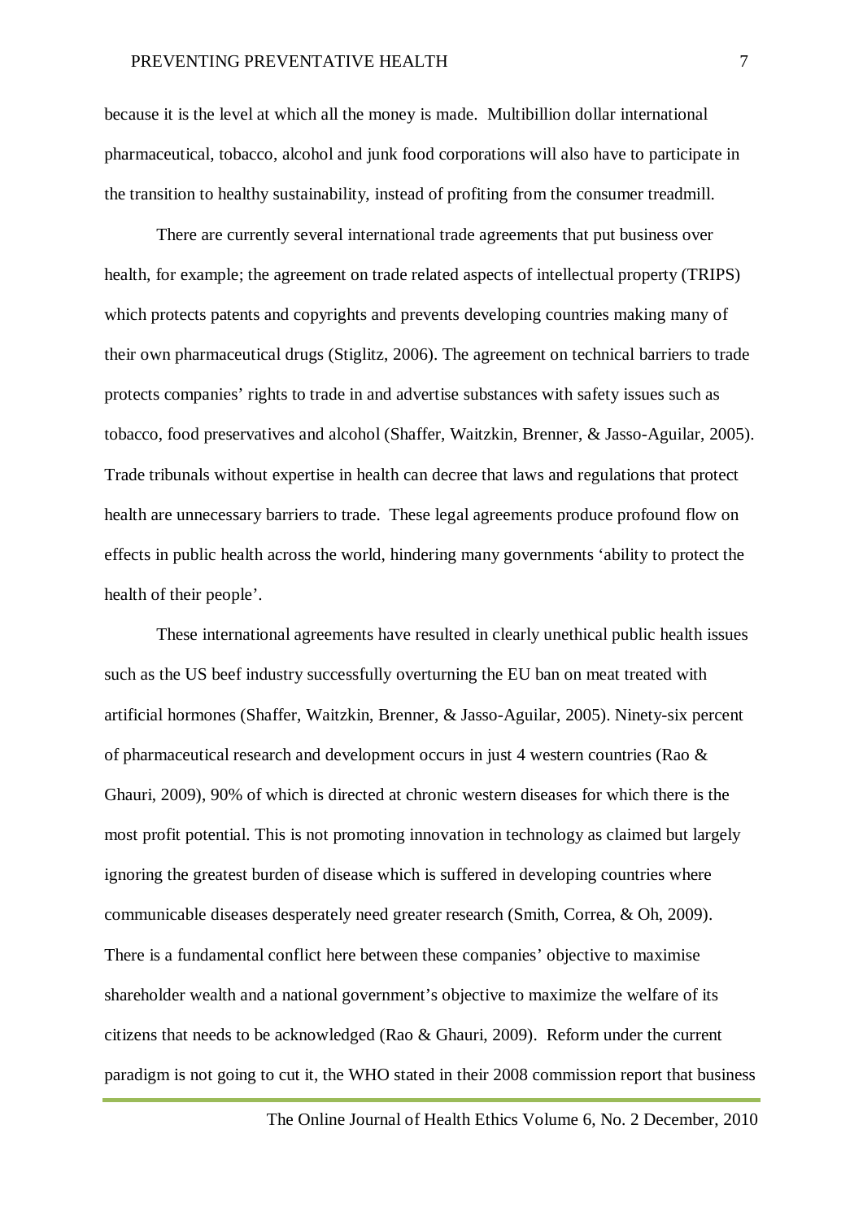because it is the level at which all the money is made. Multibillion dollar international pharmaceutical, tobacco, alcohol and junk food corporations will also have to participate in the transition to healthy sustainability, instead of profiting from the consumer treadmill.

There are currently several international trade agreements that put business over health, for example; the agreement on trade related aspects of intellectual property (TRIPS) which protects patents and copyrights and prevents developing countries making many of their own pharmaceutical drugs (Stiglitz, 2006). The agreement on technical barriers to trade protects companies' rights to trade in and advertise substances with safety issues such as tobacco, food preservatives and alcohol (Shaffer, Waitzkin, Brenner, & Jasso-Aguilar, 2005). Trade tribunals without expertise in health can decree that laws and regulations that protect health are unnecessary barriers to trade. These legal agreements produce profound flow on effects in public health across the world, hindering many governments 'ability to protect the health of their people'.

These international agreements have resulted in clearly unethical public health issues such as the US beef industry successfully overturning the EU ban on meat treated with artificial hormones (Shaffer, Waitzkin, Brenner, & Jasso-Aguilar, 2005). Ninety-six percent of pharmaceutical research and development occurs in just 4 western countries (Rao & Ghauri, 2009), 90% of which is directed at chronic western diseases for which there is the most profit potential. This is not promoting innovation in technology as claimed but largely ignoring the greatest burden of disease which is suffered in developing countries where communicable diseases desperately need greater research (Smith, Correa, & Oh, 2009). There is a fundamental conflict here between these companies' objective to maximise shareholder wealth and a national government's objective to maximize the welfare of its citizens that needs to be acknowledged (Rao & Ghauri, 2009). Reform under the current paradigm is not going to cut it, the WHO stated in their 2008 commission report that business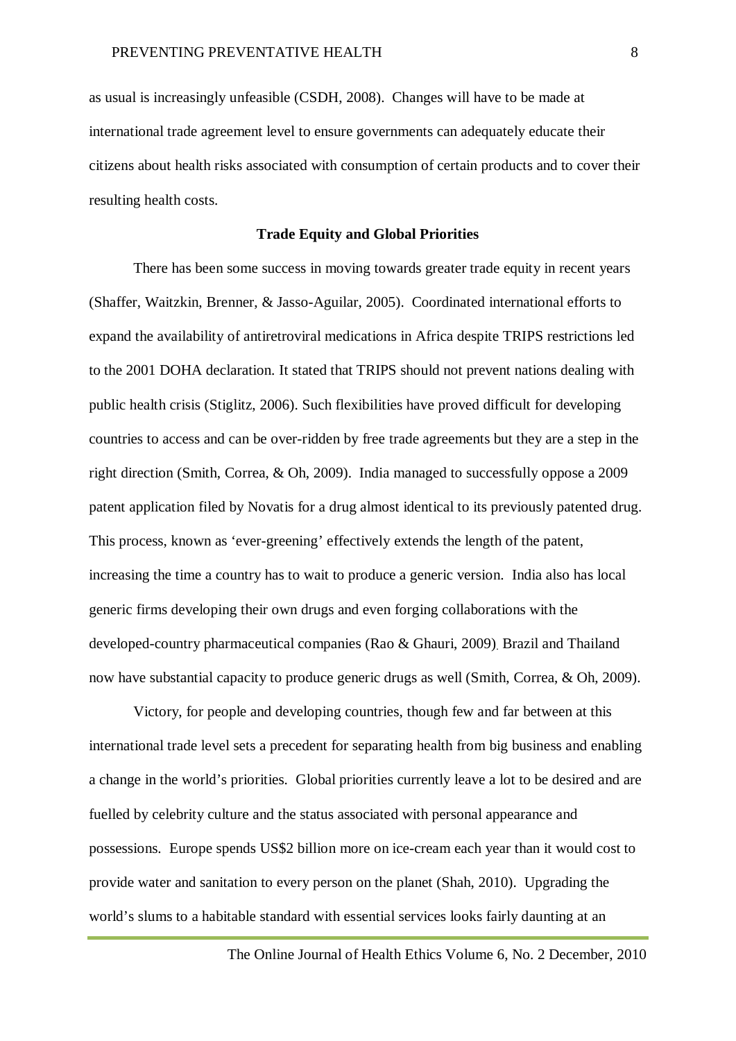as usual is increasingly unfeasible (CSDH, 2008). Changes will have to be made at international trade agreement level to ensure governments can adequately educate their citizens about health risks associated with consumption of certain products and to cover their resulting health costs.

### Trade Equity and Global Priorities

There has been some success in moving towards greater trade equity in recent years (Shaffer, Waitzkin, Brenner, & Jasso-Aguilar, 2005). Coordinated international efforts to expand the availability of antiretroviral medications in Africa despite TRIPS restrictions led to the 2001 DOHA declaration. It stated that TRIPS should not prevent nations dealing with public health crisis (Stiglitz, 2006). Such flexibilities have proved difficult for developing countries to access and can be over-ridden by free trade agreements but they are a step in the right direction (Smith, Correa, & Oh, 2009). India managed to successfully oppose a 2009 patent application filed by Novatis for a drug almost identical to its previously patented drug. This process, known as 'ever-greening' effectively extends the length of the patent, increasing the time a country has to wait to produce a generic version. India also has local generic firms developing their own drugs and even forging collaborations with the developed-country pharmaceutical companies (Rao & Ghauri, 2009). Brazil and Thailand now have substantial capacity to produce generic drugs as well (Smith, Correa, & Oh, 2009).

Victory, for people and developing countries, though few and far between at this international trade level sets a precedent for separating health from big business and enabling a change in the world's priorities. Global priorities currently leave a lot to be desired and are fuelled by celebrity culture and the status associated with personal appearance and possessions. Europe spends US$2 billion more on ice-cream each year than it would cost to provide water and sanitation to every person on the planet (Shah, 2010). Upgrading the world's slums to a habitable standard with essential services looks fairly daunting at an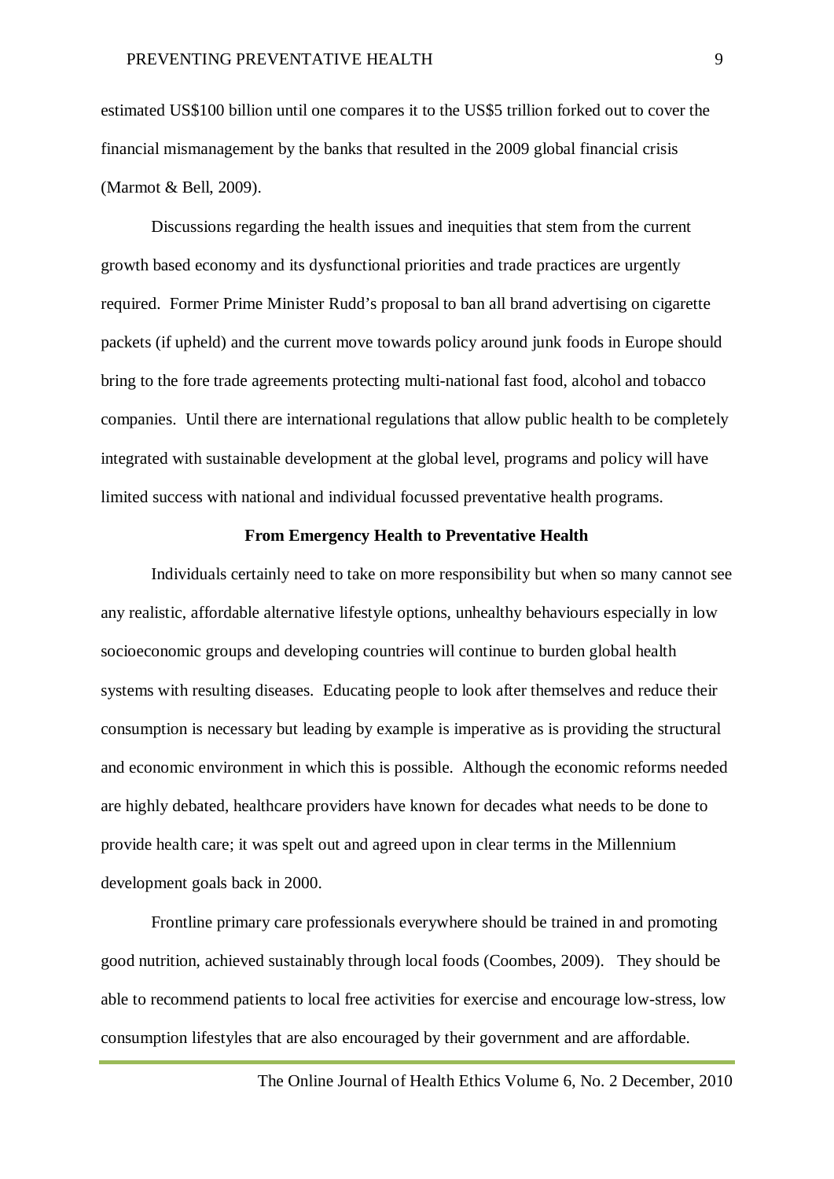estimated US$100 billion until one compares it to the US$5 trillion forked out to cover the financial mismanagement by the banks that resulted in the 2009 global financial crisis (Marmot & Bell, 2009).

Discussions regarding the health issues and inequities that stem from the current growth based economy and its dysfunctional priorities and trade practices are urgently required. Former Prime Minister Rudd's proposal to ban all brand advertising on cigarette packets (if upheld) and the current move towards policy around junk foods in Europe should bring to the fore trade agreements protecting multi-national fast food, alcohol and tobacco companies. Until there are international regulations that allow public health to be completely integrated with sustainable development at the global level, programs and policy will have limited success with national and individual focussed preventative health programs.

## From Emergency Health to Preventative Health

Individuals certainly need to take on more responsibility but when so many cannot see any realistic, affordable alternative lifestyle options, unhealthy behaviours especially in low socioeconomic groups and developing countries will continue to burden global health systems with resulting diseases. Educating people to look after themselves and reduce their consumption is necessary but leading by example is imperative as is providing the structural and economic environment in which this is possible. Although the economic reforms needed are highly debated, healthcare providers have known for decades what needs to be done to provide health care; it was spelt out and agreed upon in clear terms in the Millennium development goals back in 2000.

Frontline primary care professionals everywhere should be trained in and promoting good nutrition, achieved sustainably through local foods (Coombes, 2009). They should be able to recommend patients to local free activities for exercise and encourage low-stress, low consumption lifestyles that are also encouraged by their government and are affordable.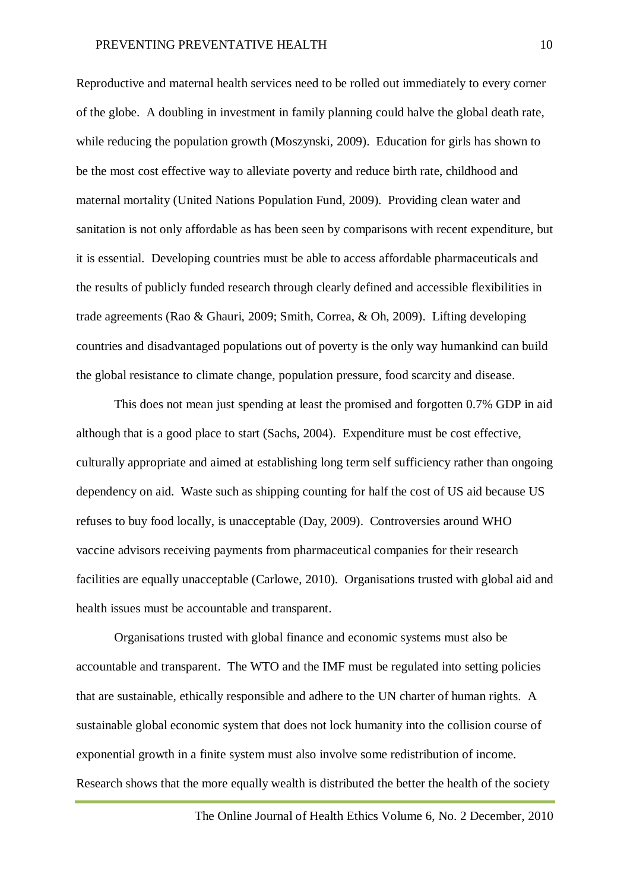Reproductive and maternal health services need to be rolled out immediately to every corner of the globe. A doubling in investment in family planning could halve the global death rate, while reducing the population growth (Moszynski, 2009). Education for girls has shown to be the most cost effective way to alleviate poverty and reduce birth rate, childhood and maternal mortality (United Nations Population Fund, 2009). Providing clean water and sanitation is not only affordable as has been seen by comparisons with recent expenditure, but it is essential. Developing countries must be able to access affordable pharmaceuticals and the results of publicly funded research through clearly defined and accessible flexibilities in trade agreements (Rao & Ghauri, 2009; Smith, Correa, & Oh, 2009). Lifting developing countries and disadvantaged populations out of poverty is the only way humankind can build the global resistance to climate change, population pressure, food scarcity and disease.

This does not mean just spending at least the promised and forgotten 0.7% GDP in aid although that is a good place to start (Sachs, 2004). Expenditure must be cost effective, culturally appropriate and aimed at establishing long term self sufficiency rather than ongoing dependency on aid. Waste such as shipping counting for half the cost of US aid because US refuses to buy food locally, is unacceptable (Day, 2009). Controversies around WHO vaccine advisors receiving payments from pharmaceutical companies for their research facilities are equally unacceptable (Carlowe, 2010). Organisations trusted with global aid and health issues must be accountable and transparent.

Organisations trusted with global finance and economic systems must also be accountable and transparent. The WTO and the IMF must be regulated into setting policies that are sustainable, ethically responsible and adhere to the UN charter of human rights. A sustainable global economic system that does not lock humanity into the collision course of exponential growth in a finite system must also involve some redistribution of income. Research shows that the more equally wealth is distributed the better the health of the society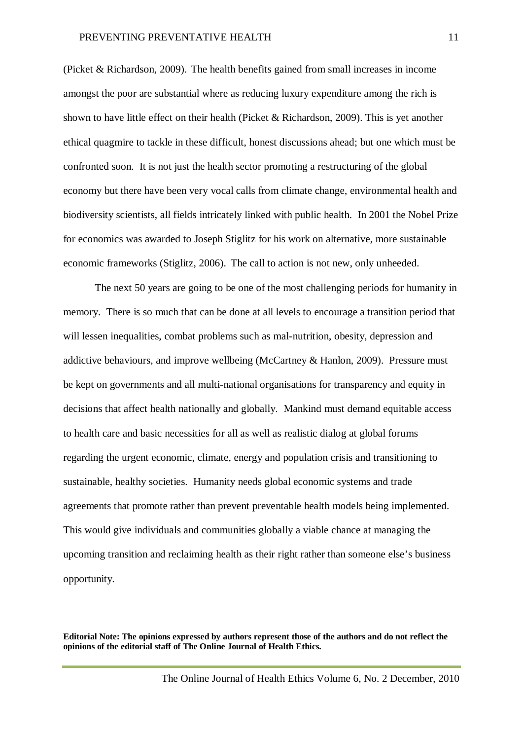(Picket & Richardson, 2009). The health benefits gained from small increases in income amongst the poor are substantial where as reducing luxury expenditure among the rich is shown to have little effect on their health (Picket & Richardson, 2009). This is yet another ethical quagmire to tackle in these difficult, honest discussions ahead; but one which must be confronted soon. It is not just the health sector promoting a restructuring of the global economy but there have been very vocal calls from climate change, environmental health and biodiversity scientists, all fields intricately linked with public health. In 2001 the Nobel Prize for economics was awarded to Joseph Stiglitz for his work on alternative, more sustainable economic frameworks (Stiglitz, 2006). The call to action is not new, only unheeded.

The next 50 years are going to be one of the most challenging periods for humanity in memory. There is so much that can be done at all levels to encourage a transition period that will lessen inequalities, combat problems such as mal-nutrition, obesity, depression and addictive behaviours, and improve wellbeing (McCartney & Hanlon, 2009). Pressure must be kept on governments and all multi-national organisations for transparency and equity in decisions that affect health nationally and globally. Mankind must demand equitable access to health care and basic necessities for all as well as realistic dialog at global forums regarding the urgent economic, climate, energy and population crisis and transitioning to sustainable, healthy societies. Humanity needs global economic systems and trade agreements that promote rather than prevent preventable health models being implemented. This would give individuals and communities globally a viable chance at managing the upcoming transition and reclaiming health as their right rather than someone else's business opportunity.

**Editorial Note: The opinions expressed by authors represent those of the authors and do not reflect the opinions of the editorial staff of The Online Journal of Health Ethics.**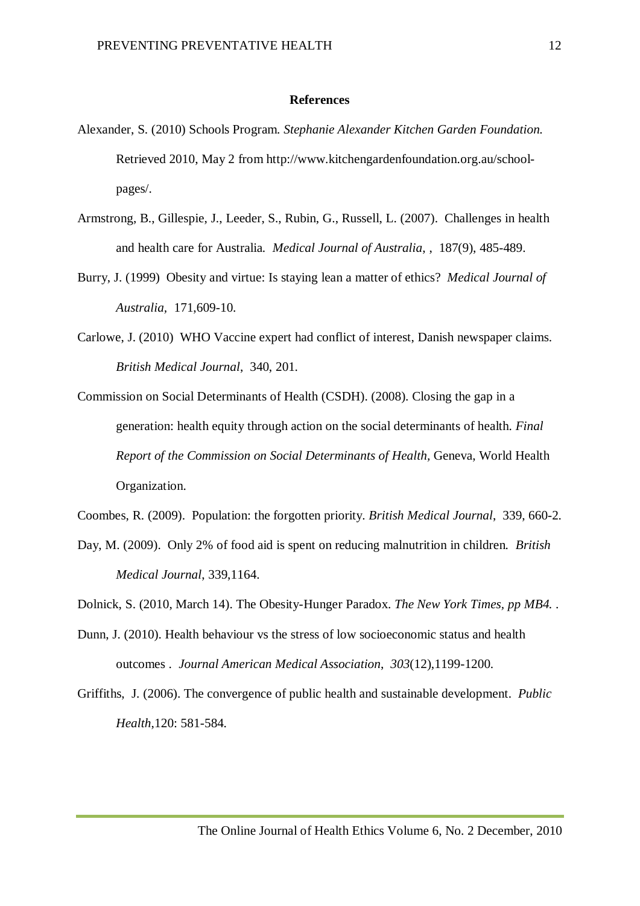## References

Alexander, S. (2010) Schools Program. *Stephanie Alexander Kitchen Garden Foundation.* Retrieved 2010, May 2 from http://www.kitchengardenfoundation.org.au/school-pages/.

Armstrong, B., Gillespie, J., Leeder, S., Rubin, G., Russell, L. (2007). Challenges in health and health care for Australia. *Medical Journal of Australia*, , 187(9), 485-489.

Burry, J. (1999) Obesity and virtue: Is staying lean a matter of ethics? *Medical Journal of Australia,* 171,609-10.

Carlowe, J. (2010) WHO Vaccine expert had conflict of interest, Danish newspaper claims. *British Medical Journal*, 340, 201.

Commission on Social Determinants of Health (CSDH). (2008). Closing the gap in a generation: health equity through action on the social determinants of health. *Final Report of the Commission on Social Determinants of Health,* Geneva, World Health Organization.

Coombes, R. (2009). Population: the forgotten priority. *British Medical Journal*, 339, 660-2.

Day, M. (2009). Only 2% of food aid is spent on reducing malnutrition in children. *British Medical Journal,* 339,1164.

Dolnick, S. (2010, March 14). The Obesity-Hunger Paradox. *The New York Times, pp MB4.* .

Dunn, J. (2010). Health behaviour vs the stress of low socioeconomic status and health outcomes . *Journal American Medical Association*, *303*(12),1199-1200.

Griffiths, J. (2006). The convergence of public health and sustainable development. *Public Health,*120: 581-584.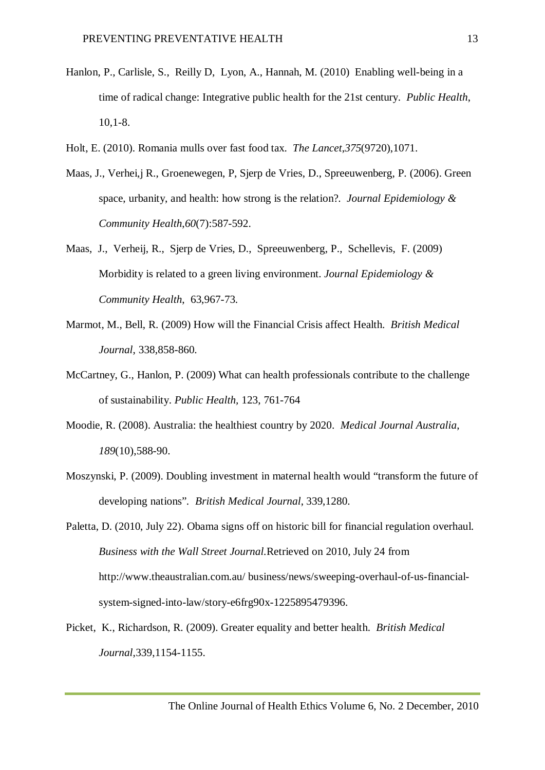Hanlon, P., Carlisle, S., Reilly D, Lyon, A., Hannah, M. (2010) Enabling well-being in a time of radical change: Integrative public health for the 21st century. *Public Health*, 10,1-8.

Holt, E. (2010). Romania mulls over fast food tax. *The Lancet*,*375*(9720),1071.

Maas, J., Verhei,j R., Groenewegen, P, Sjerp de Vries, D., Spreeuwenberg, P. (2006). Green space, urbanity, and health: how strong is the relation?. *Journal Epidemiology & Community Health*,*60*(7):587-592.

Maas, J., Verheij, R., Sjerp de Vries, D., Spreeuwenberg, P., Schellevis, F. (2009) Morbidity is related to a green living environment. *Journal Epidemiology & Community Health*, 63,967-73.

Marmot, M., Bell, R. (2009) How will the Financial Crisis affect Health. *British Medical Journal*, 338,858-860.

McCartney, G., Hanlon, P. (2009) What can health professionals contribute to the challenge of sustainability. *Public Health*, 123, 761-764

Moodie, R. (2008). Australia: the healthiest country by 2020. *Medical Journal Australia*, *189*(10),588-90.

Moszynski, P. (2009). Doubling investment in maternal health would "transform the future of developing nations". *British Medical Journal*, 339,1280.

Paletta, D. (2010, July 22). Obama signs off on historic bill for financial regulation overhaul. *Business with the Wall Street Journal*.Retrieved on 2010, July 24 from http://www.theaustralian.com.au/ business/news/sweeping-overhaul-of-us-financial-system-signed-into-law/story-e6frg90x-1225895479396.

Picket, K., Richardson, R. (2009). Greater equality and better health. *British Medical Journal*,339,1154-1155.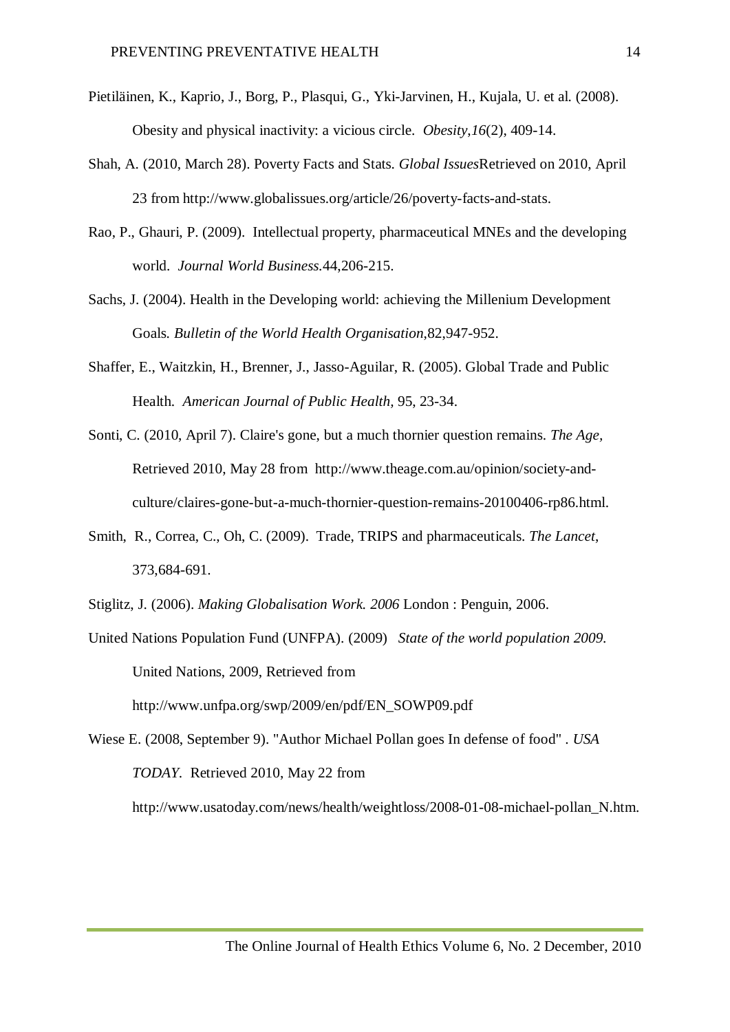Pietiläinen, K., Kaprio, J., Borg, P., Plasqui, G., Yki-Jarvinen, H., Kujala, U. et al. (2008). Obesity and physical inactivity: a vicious circle. *Obesity,16*(2), 409-14.

Shah, A. (2010, March 28). Poverty Facts and Stats. *Global Issues*Retrieved on 2010, April 23 from http://www.globalissues.org/article/26/poverty-facts-and-stats.

Rao, P., Ghauri, P. (2009). Intellectual property, pharmaceutical MNEs and the developing world. *Journal World Business*.44,206-215.

Sachs, J. (2004). Health in the Developing world: achieving the Millenium Development Goals*. Bulletin of the World Health Organisation*,82,947-952.

Shaffer, E., Waitzkin, H., Brenner, J., Jasso-Aguilar, R. (2005). Global Trade and Public Health. *American Journal of Public Health,* 95, 23-34.

Sonti, C. (2010, April 7). Claire's gone, but a much thornier question remains. *The Age,* Retrieved 2010, May 28 from http://www.theage.com.au/opinion/society-and-culture/claires-gone-but-a-much-thornier-question-remains-20100406-rp86.html.

Smith, R., Correa, C., Oh, C. (2009). Trade, TRIPS and pharmaceuticals. *The Lancet*, 373,684-691.

Stiglitz, J. (2006). *Making Globalisation Work. 2006* London : Penguin, 2006.

United Nations Population Fund (UNFPA). (2009) *State of the world population 2009.* United Nations, 2009, Retrieved from http://www.unfpa.org/swp/2009/en/pdf/EN_SOWP09.pdf

Wiese E. (2008, September 9). "Author Michael Pollan goes In defense of food" . *USA TODAY*. Retrieved 2010, May 22 from http://www.usatoday.com/news/health/weightloss/2008-01-08-michael-pollan_N.htm.